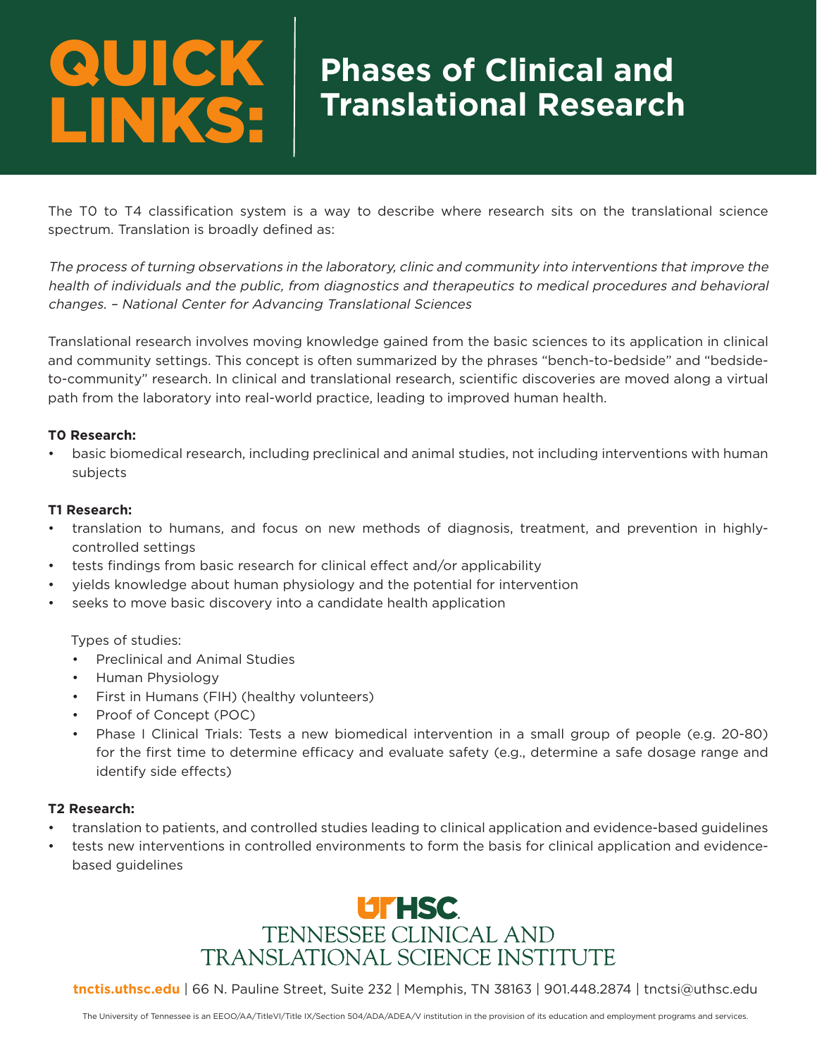# QUICK LINKS: Phases of Clinical and Translational Research

The T0 to T4 classification system is a way to describe where research sits on the translational science spectrum. Translation is broadly defined as:

*The process of turning observations in the laboratory, clinic and community into interventions that improve the health of individuals and the public, from diagnostics and therapeutics to medical procedures and behavioral changes. – National Center for Advancing Translational Sciences*

Translational research involves moving knowledge gained from the basic sciences to its application in clinical and community settings. This concept is often summarized by the phrases "bench-to-bedside" and "bedside-to-community" research. In clinical and translational research, scientific discoveries are moved along a virtual path from the laboratory into real-world practice, leading to improved human health.

**T0 Research:**

- basic biomedical research, including preclinical and animal studies, not including interventions with human subjects

**T1 Research:**

- translation to humans, and focus on new methods of diagnosis, treatment, and prevention in highly-controlled settings
- tests findings from basic research for clinical effect and/or applicability
- yields knowledge about human physiology and the potential for intervention
- seeks to move basic discovery into a candidate health application

  Types of studies:

  - Preclinical and Animal Studies
  - Human Physiology
  - First in Humans (FIH) (healthy volunteers)
  - Proof of Concept (POC)
  - Phase I Clinical Trials: Tests a new biomedical intervention in a small group of people (e.g. 20-80) for the first time to determine efficacy and evaluate safety (e.g., determine a safe dosage range and identify side effects)

**T2 Research:**

- translation to patients, and controlled studies leading to clinical application and evidence-based guidelines
- tests new interventions in controlled environments to form the basis for clinical application and evidence-based guidelines

UTHSC
TENNESSEE CLINICAL AND TRANSLATIONAL SCIENCE INSTITUTE

**tnctis.uthsc.edu** | 66 N. Pauline Street, Suite 232 | Memphis, TN 38163 | 901.448.2874 | tnctsi@uthsc.edu

The University of Tennessee is an EEOO/AA/TitleVI/Title IX/Section 504/ADA/ADEA/V institution in the provision of its education and employment programs and services.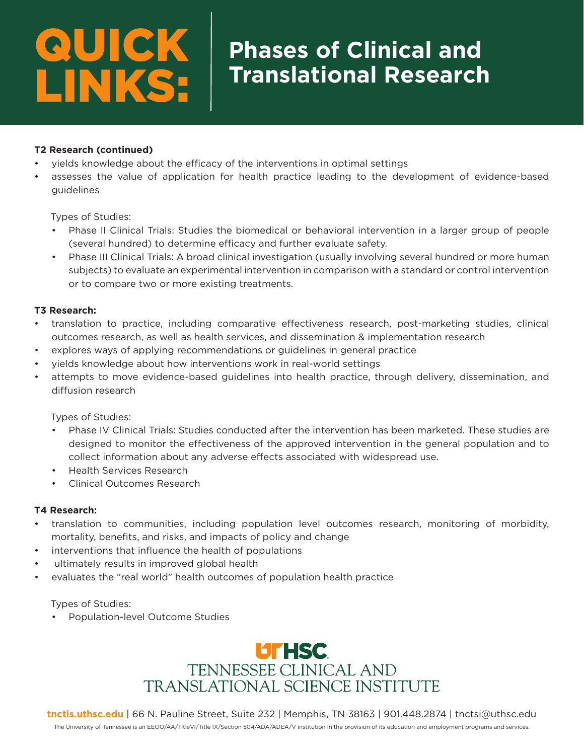# QUICK LINKS: Phases of Clinical and Translational Research

**T2 Research (continued)**

- yields knowledge about the efficacy of the interventions in optimal settings
- assesses the value of application for health practice leading to the development of evidence-based guidelines

Types of Studies:

- Phase II Clinical Trials: Studies the biomedical or behavioral intervention in a larger group of people (several hundred) to determine efficacy and further evaluate safety.
- Phase III Clinical Trials: A broad clinical investigation (usually involving several hundred or more human subjects) to evaluate an experimental intervention in comparison with a standard or control intervention or to compare two or more existing treatments.

**T3 Research:**

- translation to practice, including comparative effectiveness research, post-marketing studies, clinical outcomes research, as well as health services, and dissemination & implementation research
- explores ways of applying recommendations or guidelines in general practice
- yields knowledge about how interventions work in real-world settings
- attempts to move evidence-based guidelines into health practice, through delivery, dissemination, and diffusion research

Types of Studies:

- Phase IV Clinical Trials: Studies conducted after the intervention has been marketed. These studies are designed to monitor the effectiveness of the approved intervention in the general population and to collect information about any adverse effects associated with widespread use.
- Health Services Research
- Clinical Outcomes Research

**T4 Research:**

- translation to communities, including population level outcomes research, monitoring of morbidity, mortality, benefits, and risks, and impacts of policy and change
- interventions that influence the health of populations
- ultimately results in improved global health
- evaluates the "real world" health outcomes of population health practice

Types of Studies:

- Population-level Outcome Studies

UTHSC
TENNESSEE CLINICAL AND TRANSLATIONAL SCIENCE INSTITUTE

**tnctis.uthsc.edu** | 66 N. Pauline Street, Suite 232 | Memphis, TN 38163 | 901.448.2874 | tnctsi@uthsc.edu

The University of Tennessee is an EEOO/AA/TitleVI/Title IX/Section 504/ADA/ADEA/V institution in the provision of its education and employment programs and services.